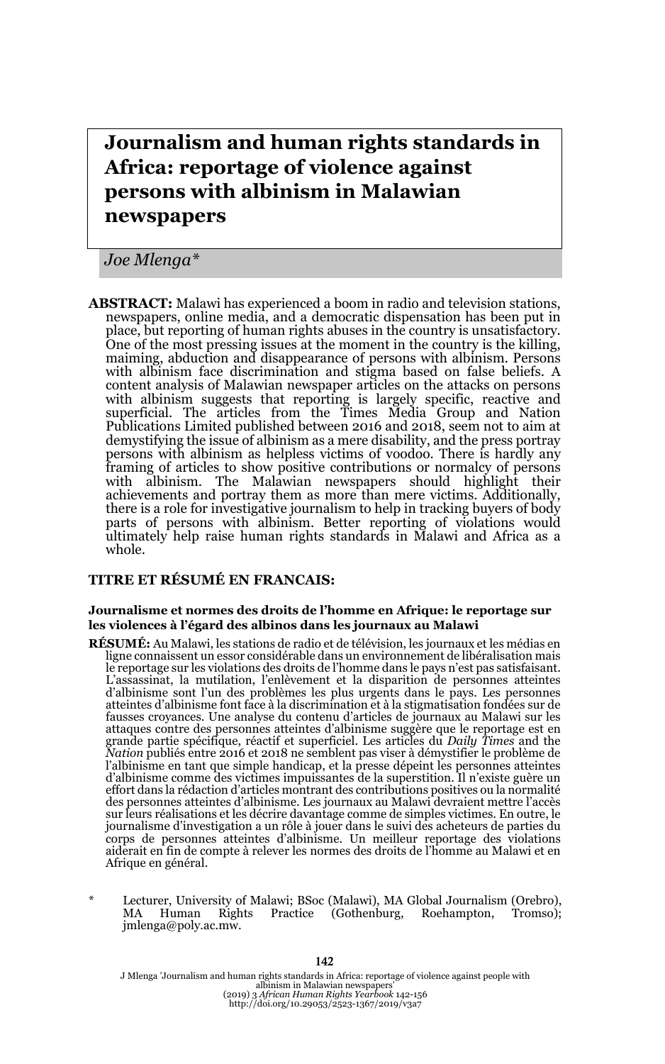# Journalism and human rights standards in Africa: reportage of violence against persons with albinism in Malawian newspapers

*Joe Mlenga\**

**ABSTRACT:** Malawi has experienced a boom in radio and television stations, newspapers, online media, and a democratic dispensation has been put in place, but reporting of human rights abuses in the country is unsatisfactory. One of the most pressing issues at the moment in the country is the killing, maiming, abduction and disappearance of persons with albinism. Persons with albinism face discrimination and stigma based on false beliefs. A content analysis of Malawian newspaper articles on the attacks on persons with albinism suggests that reporting is largely specific, reactive and superficial. The articles from the Times Media Group and Nation Publications Limited published between 2016 and 2018, seem not to aim at demystifying the issue of albinism as a mere disability, and the press portray persons with albinism as helpless victims of voodoo. There is hardly any framing of articles to show positive contributions or normalcy of persons with albinism. The Malawian newspapers should highlight their achievements and portray them as more than mere victims. Additionally, there is a role for investigative journalism to help in tracking buyers of body parts of persons with albinism. Better reporting of violations would ultimately help raise human rights standards in Malawi and Africa as a whole.

**TITRE ET RÉSUMÉ EN FRANCAIS:**

**Journalisme et normes des droits de l'homme en Afrique: le reportage sur les violences à l'égard des albinos dans les journaux au Malawi**

**RÉSUMÉ:** Au Malawi, les stations de radio et de télévision, les journaux et les médias en ligne connaissent un essor considérable dans un environnement de libéralisation mais le reportage sur les violations des droits de l'homme dans le pays n'est pas satisfaisant. L'assassinat, la mutilation, l'enlèvement et la disparition de personnes atteintes d'albinisme sont l'un des problèmes les plus urgents dans le pays. Les personnes atteintes d'albinisme font face à la discrimination et à la stigmatisation fondées sur de fausses croyances. Une analyse du contenu d'articles de journaux au Malawi sur les attaques contre des personnes atteintes d'albinisme suggère que le reportage est en grande partie spécifique, réactif et superficiel. Les articles du *Daily Times* and the *Nation* publiés entre 2016 et 2018 ne semblent pas viser à démystifier le problème de l'albinisme en tant que simple handicap, et la presse dépeint les personnes atteintes d'albinisme comme des victimes impuissantes de la superstition. Il n'existe guère un effort dans la rédaction d'articles montrant des contributions positives ou la normalité des personnes atteintes d'albinisme. Les journaux au Malawi devraient mettre l'accès sur leurs réalisations et les décrire davantage comme de simples victimes. En outre, le journalisme d'investigation a un rôle à jouer dans le suivi des acheteurs de parties du corps de personnes atteintes d'albinisme. Un meilleur reportage des violations aiderait en fin de compte à relever les normes des droits de l'homme au Malawi et en Afrique en général.

\* Lecturer, University of Malawi; BSoc (Malawi), MA Global Journalism (Orebro), MA Human Rights Practice (Gothenburg, Roehampton, Tromso); jmlenga@poly.ac.mw.

J Mlenga 'Journalism and human rights standards in Africa: reportage of violence against people with albinism in Malawian newspapers' (2019) 3 *African Human Rights Yearbook* 142-156 http://doi.org/10.29053/2523-1367/2019/v3a7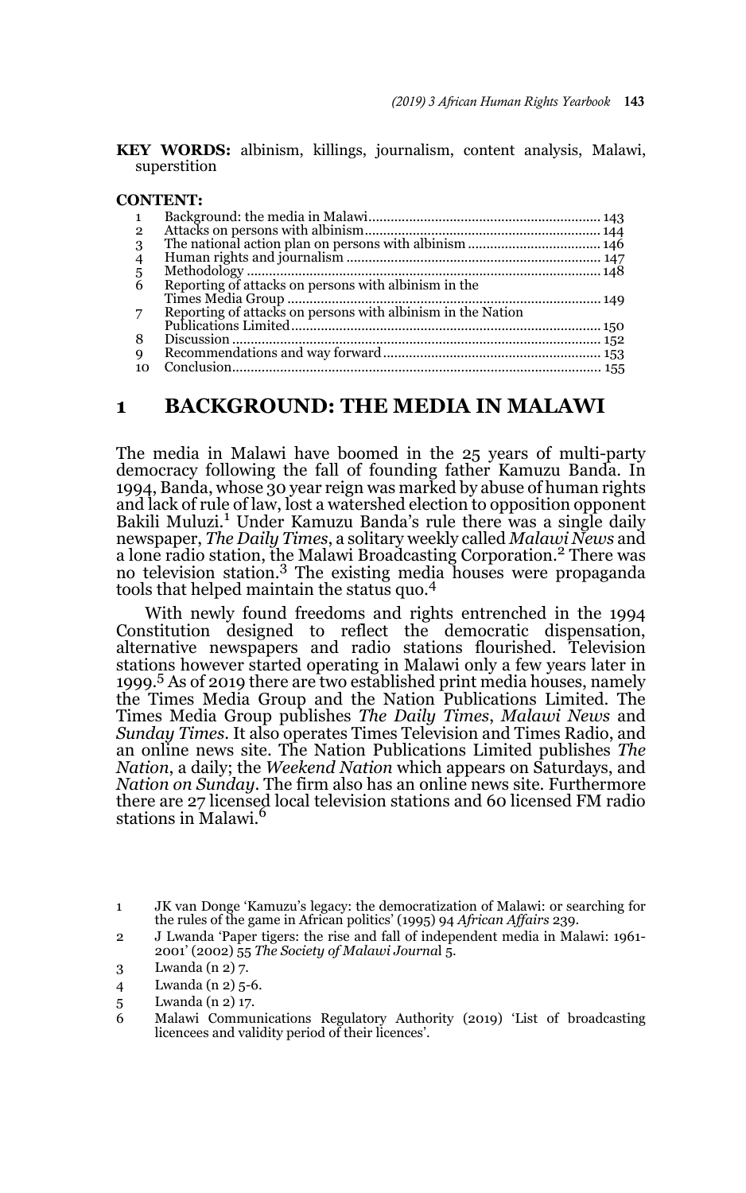**KEY WORDS:** albinism, killings, journalism, content analysis, Malawi, superstition

**CONTENT:**

1 Background: the media in Malawi ............................................................. 143
2 Attacks on persons with albinism............................................................... 144
3 The national action plan on persons with albinism .................................... 146
4 Human rights and journalism ..................................................................... 147
5 Methodology ............................................................................................... 148
6 Reporting of attacks on persons with albinism in the Times Media Group ...................................................................................... 149
7 Reporting of attacks on persons with albinism in the Nation Publications Limited..................................................................................... 150
8 Discussion ................................................................................................... 152
9 Recommendations and way forward.......................................................... 153
10 Conclusion................................................................................................... 155

## 1 BACKGROUND: THE MEDIA IN MALAWI

The media in Malawi have boomed in the 25 years of multi-party democracy following the fall of founding father Kamuzu Banda. In 1994, Banda, whose 30 year reign was marked by abuse of human rights and lack of rule of law, lost a watershed election to opposition opponent Bakili Muluzi.[1] Under Kamuzu Banda's rule there was a single daily newspaper, *The Daily Times*, a solitary weekly called *Malawi News* and a lone radio station, the Malawi Broadcasting Corporation.[2] There was no television station.[3] The existing media houses were propaganda tools that helped maintain the status quo.[4]

With newly found freedoms and rights entrenched in the 1994 Constitution designed to reflect the democratic dispensation, alternative newspapers and radio stations flourished. Television stations however started operating in Malawi only a few years later in 1999.[5] As of 2019 there are two established print media houses, namely the Times Media Group and the Nation Publications Limited. The Times Media Group publishes *The Daily Times*, *Malawi News* and *Sunday Times*. It also operates Times Television and Times Radio, and an online news site. The Nation Publications Limited publishes *The Nation*, a daily; the *Weekend Nation* which appears on Saturdays, and *Nation on Sunday*. The firm also has an online news site. Furthermore there are 27 licensed local television stations and 60 licensed FM radio stations in Malawi.[6]

1 JK van Donge 'Kamuzu's legacy: the democratization of Malawi: or searching for the rules of the game in African politics' (1995) 94 *African Affairs* 239.

2 J Lwanda 'Paper tigers: the rise and fall of independent media in Malawi: 1961-2001' (2002) 55 *The Society of Malawi Journal* 5.

3 Lwanda (n 2) 7.

4 Lwanda (n 2) 5-6.

5 Lwanda (n 2) 17.

6 Malawi Communications Regulatory Authority (2019) 'List of broadcasting licencees and validity period of their licences'.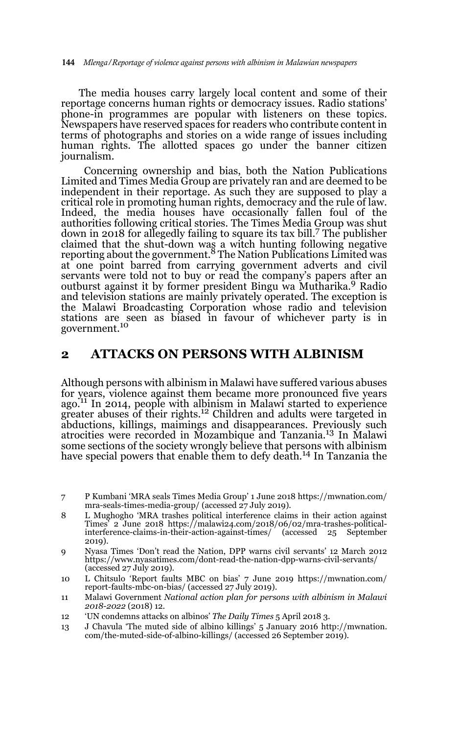The media houses carry largely local content and some of their reportage concerns human rights or democracy issues. Radio stations' phone-in programmes are popular with listeners on these topics. Newspapers have reserved spaces for readers who contribute content in terms of photographs and stories on a wide range of issues including human rights. The allotted spaces go under the banner citizen journalism.

Concerning ownership and bias, both the Nation Publications Limited and Times Media Group are privately ran and are deemed to be independent in their reportage. As such they are supposed to play a critical role in promoting human rights, democracy and the rule of law. Indeed, the media houses have occasionally fallen foul of the authorities following critical stories. The Times Media Group was shut down in 2018 for allegedly failing to square its tax bill.[7] The publisher claimed that the shut-down was a witch hunting following negative reporting about the government.[8] The Nation Publications Limited was at one point barred from carrying government adverts and civil servants were told not to buy or read the company's papers after an outburst against it by former president Bingu wa Mutharika.[9] Radio and television stations are mainly privately operated. The exception is the Malawi Broadcasting Corporation whose radio and television stations are seen as biased in favour of whichever party is in government.[10]

## 2 ATTACKS ON PERSONS WITH ALBINISM

Although persons with albinism in Malawi have suffered various abuses for years, violence against them became more pronounced five years ago.[11] In 2014, people with albinism in Malawi started to experience greater abuses of their rights.[12] Children and adults were targeted in abductions, killings, maimings and disappearances. Previously such atrocities were recorded in Mozambique and Tanzania.[13] In Malawi some sections of the society wrongly believe that persons with albinism have special powers that enable them to defy death.[14] In Tanzania the

7 P Kumbani 'MRA seals Times Media Group' 1 June 2018 https://mwnation.com/mra-seals-times-media-group/ (accessed 27 July 2019).

8 L Mughogho 'MRA trashes political interference claims in their action against Times' 2 June 2018 https://malawi24.com/2018/06/02/mra-trashes-political-interference-claims-in-their-action-against-times/ (accessed 25 September 2019).

9 Nyasa Times 'Don't read the Nation, DPP warns civil servants' 12 March 2012 https://www.nyasatimes.com/dont-read-the-nation-dpp-warns-civil-servants/ (accessed 27 July 2019).

10 L Chitsulo 'Report faults MBC on bias' 7 June 2019 https://mwnation.com/report-faults-mbc-on-bias/ (accessed 27 July 2019).

11 Malawi Government *National action plan for persons with albinism in Malawi 2018-2022* (2018) 12.

12 'UN condemns attacks on albinos' *The Daily Times* 5 April 2018 3.

13 J Chavula 'The muted side of albino killings' 5 January 2016 http://mwnation.com/the-muted-side-of-albino-killings/ (accessed 26 September 2019).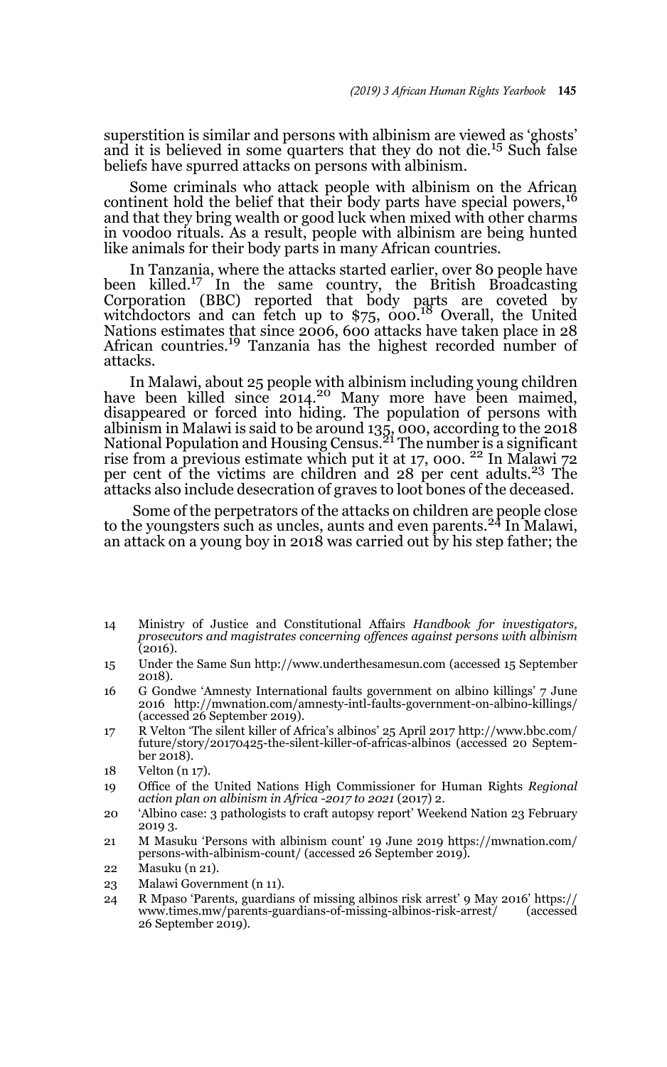superstition is similar and persons with albinism are viewed as 'ghosts' and it is believed in some quarters that they do not die.[15] Such false beliefs have spurred attacks on persons with albinism.

Some criminals who attack people with albinism on the African continent hold the belief that their body parts have special powers,[16] and that they bring wealth or good luck when mixed with other charms in voodoo rituals. As a result, people with albinism are being hunted like animals for their body parts in many African countries.

In Tanzania, where the attacks started earlier, over 80 people have been killed.[17] In the same country, the British Broadcasting Corporation (BBC) reported that body parts are coveted by witchdoctors and can fetch up to $75, 000.[18] Overall, the United Nations estimates that since 2006, 600 attacks have taken place in 28 African countries.[19] Tanzania has the highest recorded number of attacks.

In Malawi, about 25 people with albinism including young children have been killed since 2014.[20] Many more have been maimed, disappeared or forced into hiding. The population of persons with albinism in Malawi is said to be around 135, 000, according to the 2018 National Population and Housing Census.[21] The number is a significant rise from a previous estimate which put it at 17, 000. [22] In Malawi 72 per cent of the victims are children and 28 per cent adults.[23] The attacks also include desecration of graves to loot bones of the deceased.

Some of the perpetrators of the attacks on children are people close to the youngsters such as uncles, aunts and even parents.[24] In Malawi, an attack on a young boy in 2018 was carried out by his step father; the

---

14 Ministry of Justice and Constitutional Affairs *Handbook for investigators, prosecutors and magistrates concerning offences against persons with albinism* (2016).

15 Under the Same Sun http://www.underthesamesun.com (accessed 15 September 2018).

16 G Gondwe 'Amnesty International faults government on albino killings' 7 June 2016 http://mwnation.com/amnesty-intl-faults-government-on-albino-killings/ (accessed 26 September 2019).

17 R Velton 'The silent killer of Africa's albinos' 25 April 2017 http://www.bbc.com/future/story/20170425-the-silent-killer-of-africas-albinos (accessed 20 September 2018).

18 Velton (n 17).

19 Office of the United Nations High Commissioner for Human Rights *Regional action plan on albinism in Africa -2017 to 2021* (2017) 2.

20 'Albino case: 3 pathologists to craft autopsy report' Weekend Nation 23 February 2019 3.

21 M Masuku 'Persons with albinism count' 19 June 2019 https://mwnation.com/persons-with-albinism-count/ (accessed 26 September 2019).

22 Masuku (n 21).

23 Malawi Government (n 11).

24 R Mpaso 'Parents, guardians of missing albinos risk arrest' 9 May 2016' https://www.times.mw/parents-guardians-of-missing-albinos-risk-arrest/ (accessed 26 September 2019).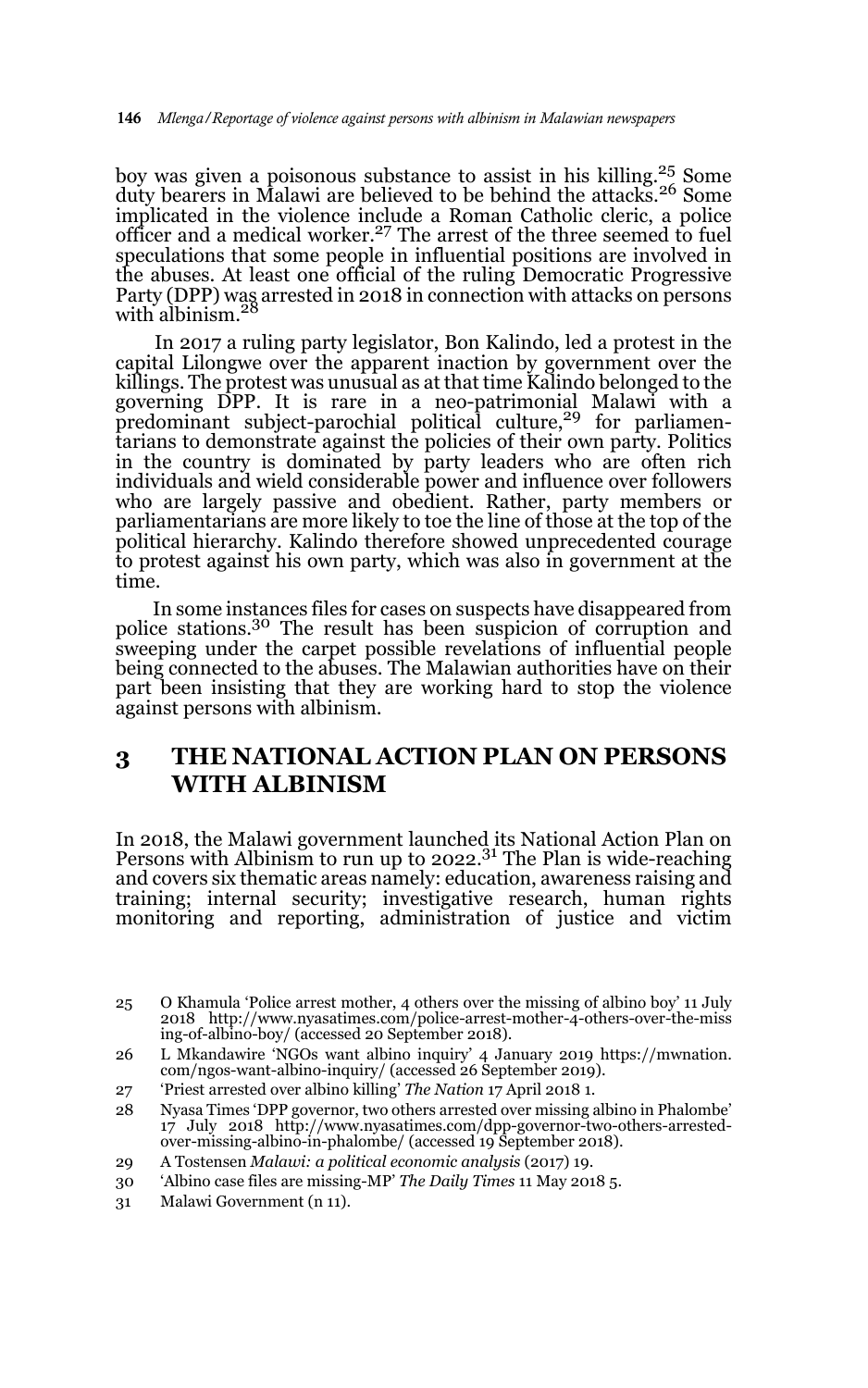boy was given a poisonous substance to assist in his killing.[25] Some duty bearers in Malawi are believed to be behind the attacks.[26] Some implicated in the violence include a Roman Catholic cleric, a police officer and a medical worker.[27] The arrest of the three seemed to fuel speculations that some people in influential positions are involved in the abuses. At least one official of the ruling Democratic Progressive Party (DPP) was arrested in 2018 in connection with attacks on persons with albinism.[28]

In 2017 a ruling party legislator, Bon Kalindo, led a protest in the capital Lilongwe over the apparent inaction by government over the killings. The protest was unusual as at that time Kalindo belonged to the governing DPP. It is rare in a neo-patrimonial Malawi with a predominant subject-parochial political culture,[29] for parliamentarians to demonstrate against the policies of their own party. Politics in the country is dominated by party leaders who are often rich individuals and wield considerable power and influence over followers who are largely passive and obedient. Rather, party members or parliamentarians are more likely to toe the line of those at the top of the political hierarchy. Kalindo therefore showed unprecedented courage to protest against his own party, which was also in government at the time.

In some instances files for cases on suspects have disappeared from police stations.[30] The result has been suspicion of corruption and sweeping under the carpet possible revelations of influential people being connected to the abuses. The Malawian authorities have on their part been insisting that they are working hard to stop the violence against persons with albinism.

## 3 THE NATIONAL ACTION PLAN ON PERSONS WITH ALBINISM

In 2018, the Malawi government launched its National Action Plan on Persons with Albinism to run up to 2022.[31] The Plan is wide-reaching and covers six thematic areas namely: education, awareness raising and training; internal security; investigative research, human rights monitoring and reporting, administration of justice and victim

25 O Khamula 'Police arrest mother, 4 others over the missing of albino boy' 11 July 2018 http://www.nyasatimes.com/police-arrest-mother-4-others-over-the-missing-of-albino-boy/ (accessed 20 September 2018).

26 L Mkandawire 'NGOs want albino inquiry' 4 January 2019 https://mwnation.com/ngos-want-albino-inquiry/ (accessed 26 September 2019).

27 'Priest arrested over albino killing' *The Nation* 17 April 2018 1.

28 Nyasa Times 'DPP governor, two others arrested over missing albino in Phalombe' 17 July 2018 http://www.nyasatimes.com/dpp-governor-two-others-arrested-over-missing-albino-in-phalombe/ (accessed 19 September 2018).

29 A Tostensen *Malawi: a political economic analysis* (2017) 19.

30 'Albino case files are missing-MP' *The Daily Times* 11 May 2018 5.

31 Malawi Government (n 11).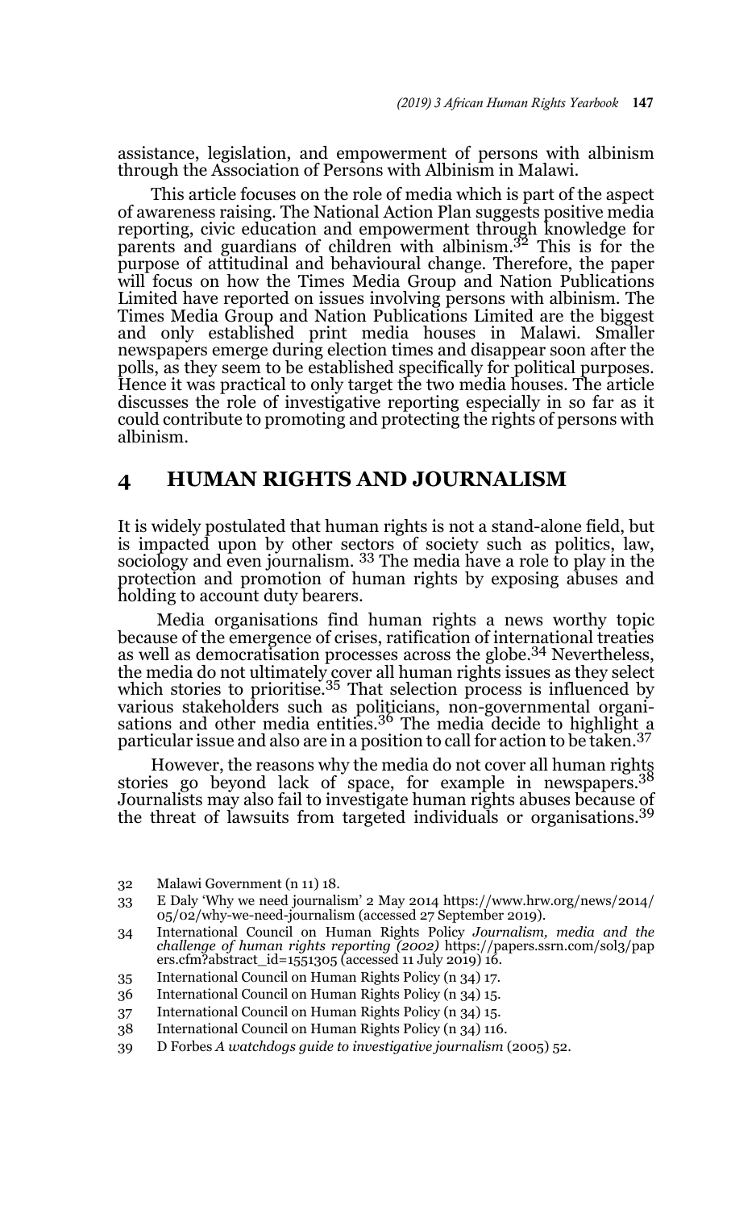assistance, legislation, and empowerment of persons with albinism through the Association of Persons with Albinism in Malawi.

This article focuses on the role of media which is part of the aspect of awareness raising. The National Action Plan suggests positive media reporting, civic education and empowerment through knowledge for parents and guardians of children with albinism.[32] This is for the purpose of attitudinal and behavioural change. Therefore, the paper will focus on how the Times Media Group and Nation Publications Limited have reported on issues involving persons with albinism. The Times Media Group and Nation Publications Limited are the biggest and only established print media houses in Malawi. Smaller newspapers emerge during election times and disappear soon after the polls, as they seem to be established specifically for political purposes. Hence it was practical to only target the two media houses. The article discusses the role of investigative reporting especially in so far as it could contribute to promoting and protecting the rights of persons with albinism.

## 4 HUMAN RIGHTS AND JOURNALISM

It is widely postulated that human rights is not a stand-alone field, but is impacted upon by other sectors of society such as politics, law, sociology and even journalism. [33] The media have a role to play in the protection and promotion of human rights by exposing abuses and holding to account duty bearers.

Media organisations find human rights a news worthy topic because of the emergence of crises, ratification of international treaties as well as democratisation processes across the globe.[34] Nevertheless, the media do not ultimately cover all human rights issues as they select which stories to prioritise.[35] That selection process is influenced by various stakeholders such as politicians, non-governmental organisations and other media entities.[36] The media decide to highlight a particular issue and also are in a position to call for action to be taken.[37]

However, the reasons why the media do not cover all human rights stories go beyond lack of space, for example in newspapers.[38] Journalists may also fail to investigate human rights abuses because of the threat of lawsuits from targeted individuals or organisations.[39]

32 Malawi Government (n 11) 18.

33 E Daly 'Why we need journalism' 2 May 2014 https://www.hrw.org/news/2014/05/02/why-we-need-journalism (accessed 27 September 2019).

34 International Council on Human Rights Policy *Journalism, media and the challenge of human rights reporting (2002)* https://papers.ssrn.com/sol3/papers.cfm?abstract_id=1551305 (accessed 11 July 2019) 16.

35 International Council on Human Rights Policy (n 34) 17.

36 International Council on Human Rights Policy (n 34) 15.

37 International Council on Human Rights Policy (n 34) 15.

38 International Council on Human Rights Policy (n 34) 116.

39 D Forbes *A watchdogs guide to investigative journalism* (2005) 52.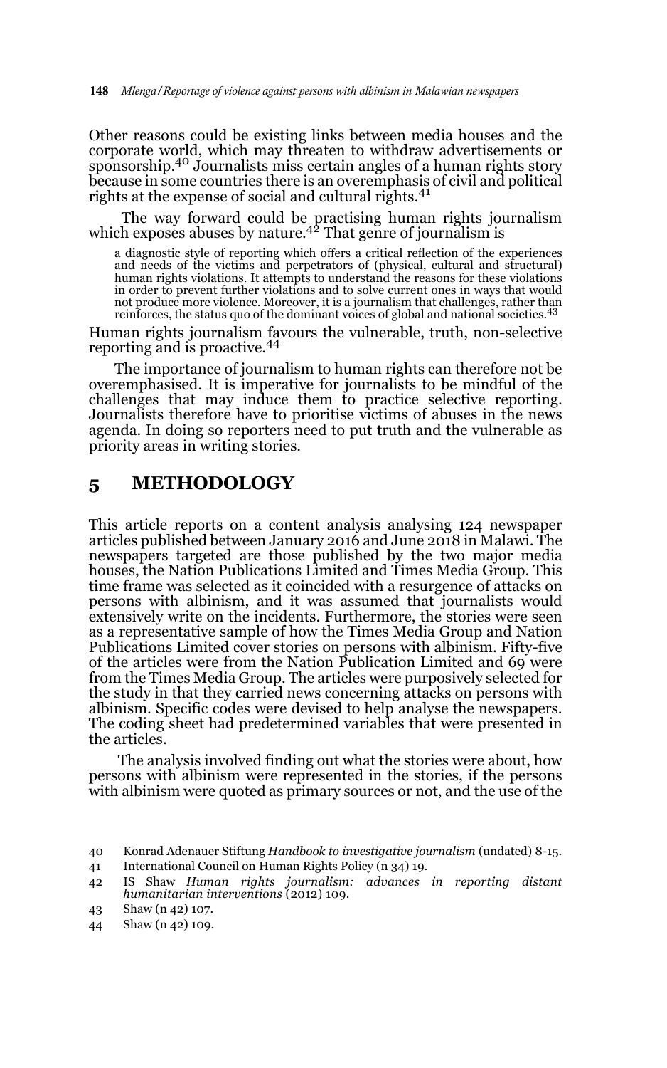Other reasons could be existing links between media houses and the corporate world, which may threaten to withdraw advertisements or sponsorship.[40] Journalists miss certain angles of a human rights story because in some countries there is an overemphasis of civil and political rights at the expense of social and cultural rights.[41]

The way forward could be practising human rights journalism which exposes abuses by nature.[42] That genre of journalism is

> a diagnostic style of reporting which offers a critical reflection of the experiences and needs of the victims and perpetrators of (physical, cultural and structural) human rights violations. It attempts to understand the reasons for these violations in order to prevent further violations and to solve current ones in ways that would not produce more violence. Moreover, it is a journalism that challenges, rather than reinforces, the status quo of the dominant voices of global and national societies.[43]

Human rights journalism favours the vulnerable, truth, non-selective reporting and is proactive.[44]

The importance of journalism to human rights can therefore not be overemphasised. It is imperative for journalists to be mindful of the challenges that may induce them to practice selective reporting. Journalists therefore have to prioritise victims of abuses in the news agenda. In doing so reporters need to put truth and the vulnerable as priority areas in writing stories.

## 5 METHODOLOGY

This article reports on a content analysis analysing 124 newspaper articles published between January 2016 and June 2018 in Malawi. The newspapers targeted are those published by the two major media houses, the Nation Publications Limited and Times Media Group. This time frame was selected as it coincided with a resurgence of attacks on persons with albinism, and it was assumed that journalists would extensively write on the incidents. Furthermore, the stories were seen as a representative sample of how the Times Media Group and Nation Publications Limited cover stories on persons with albinism. Fifty-five of the articles were from the Nation Publication Limited and 69 were from the Times Media Group. The articles were purposively selected for the study in that they carried news concerning attacks on persons with albinism. Specific codes were devised to help analyse the newspapers. The coding sheet had predetermined variables that were presented in the articles.

The analysis involved finding out what the stories were about, how persons with albinism were represented in the stories, if the persons with albinism were quoted as primary sources or not, and the use of the

40 Konrad Adenauer Stiftung *Handbook to investigative journalism* (undated) 8-15.

41 International Council on Human Rights Policy (n 34) 19.

42 IS Shaw *Human rights journalism: advances in reporting distant humanitarian interventions* (2012) 109.

43 Shaw (n 42) 107.

44 Shaw (n 42) 109.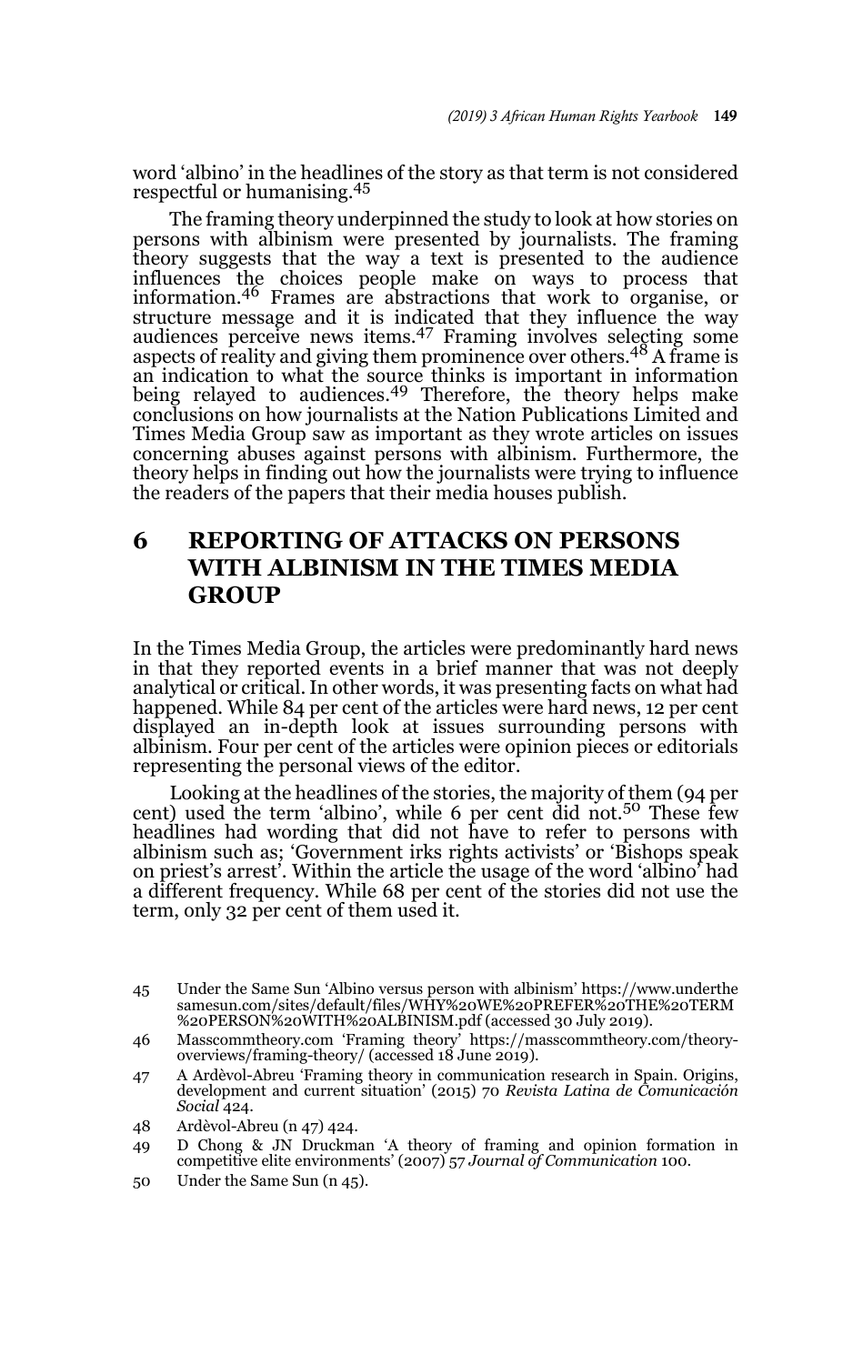word 'albino' in the headlines of the story as that term is not considered respectful or humanising.[45]

The framing theory underpinned the study to look at how stories on persons with albinism were presented by journalists. The framing theory suggests that the way a text is presented to the audience influences the choices people make on ways to process that information.[46] Frames are abstractions that work to organise, or structure message and it is indicated that they influence the way audiences perceive news items.[47] Framing involves selecting some aspects of reality and giving them prominence over others.[48] A frame is an indication to what the source thinks is important in information being relayed to audiences.[49] Therefore, the theory helps make conclusions on how journalists at the Nation Publications Limited and Times Media Group saw as important as they wrote articles on issues concerning abuses against persons with albinism. Furthermore, the theory helps in finding out how the journalists were trying to influence the readers of the papers that their media houses publish.

## 6 REPORTING OF ATTACKS ON PERSONS WITH ALBINISM IN THE TIMES MEDIA GROUP

In the Times Media Group, the articles were predominantly hard news in that they reported events in a brief manner that was not deeply analytical or critical. In other words, it was presenting facts on what had happened. While 84 per cent of the articles were hard news, 12 per cent displayed an in-depth look at issues surrounding persons with albinism. Four per cent of the articles were opinion pieces or editorials representing the personal views of the editor.

Looking at the headlines of the stories, the majority of them (94 per cent) used the term 'albino', while 6 per cent did not.[50] These few headlines had wording that did not have to refer to persons with albinism such as; 'Government irks rights activists' or 'Bishops speak on priest's arrest'. Within the article the usage of the word 'albino' had a different frequency. While 68 per cent of the stories did not use the term, only 32 per cent of them used it.

---

45 Under the Same Sun 'Albino versus person with albinism' https://www.underthesamesun.com/sites/default/files/WHY%20WE%20PREFER%20THE%20TERM%20PERSON%20WITH%20ALBINISM.pdf (accessed 30 July 2019).

46 Masscommtheory.com 'Framing theory' https://masscommtheory.com/theory-overviews/framing-theory/ (accessed 18 June 2019).

47 A Ardèvol-Abreu 'Framing theory in communication research in Spain. Origins, development and current situation' (2015) 70 *Revista Latina de Comunicación Social* 424.

48 Ardèvol-Abreu (n 47) 424.

49 D Chong & JN Druckman 'A theory of framing and opinion formation in competitive elite environments' (2007) 57 *Journal of Communication* 100.

50 Under the Same Sun (n 45).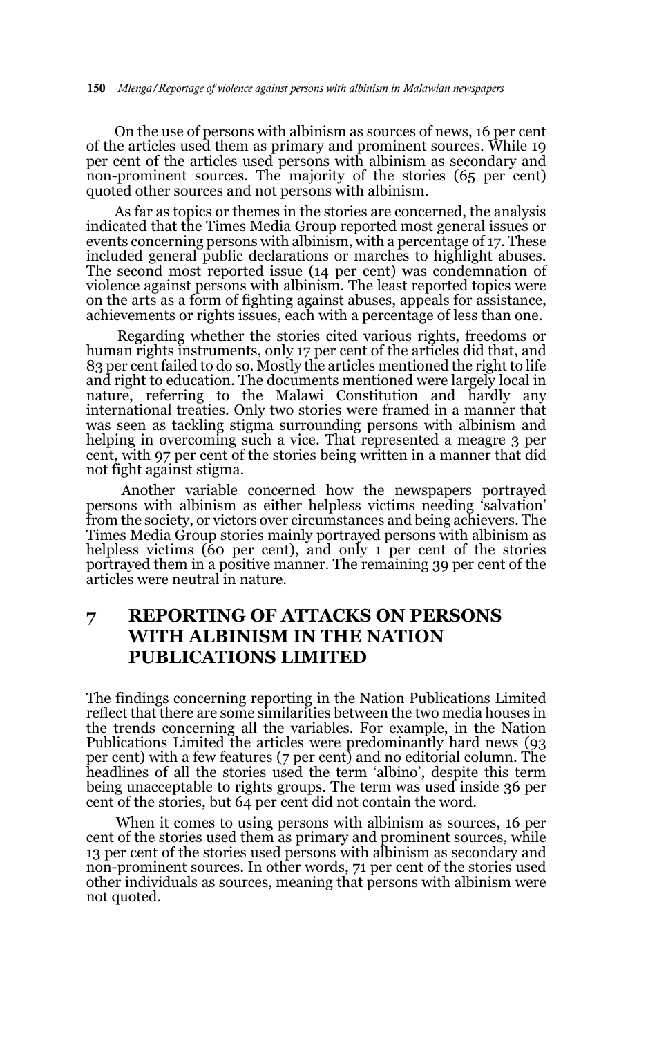On the use of persons with albinism as sources of news, 16 per cent of the articles used them as primary and prominent sources. While 19 per cent of the articles used persons with albinism as secondary and non-prominent sources. The majority of the stories (65 per cent) quoted other sources and not persons with albinism.

As far as topics or themes in the stories are concerned, the analysis indicated that the Times Media Group reported most general issues or events concerning persons with albinism, with a percentage of 17. These included general public declarations or marches to highlight abuses. The second most reported issue (14 per cent) was condemnation of violence against persons with albinism. The least reported topics were on the arts as a form of fighting against abuses, appeals for assistance, achievements or rights issues, each with a percentage of less than one.

Regarding whether the stories cited various rights, freedoms or human rights instruments, only 17 per cent of the articles did that, and 83 per cent failed to do so. Mostly the articles mentioned the right to life and right to education. The documents mentioned were largely local in nature, referring to the Malawi Constitution and hardly any international treaties. Only two stories were framed in a manner that was seen as tackling stigma surrounding persons with albinism and helping in overcoming such a vice. That represented a meagre 3 per cent, with 97 per cent of the stories being written in a manner that did not fight against stigma.

Another variable concerned how the newspapers portrayed persons with albinism as either helpless victims needing 'salvation' from the society, or victors over circumstances and being achievers. The Times Media Group stories mainly portrayed persons with albinism as helpless victims (60 per cent), and only 1 per cent of the stories portrayed them in a positive manner. The remaining 39 per cent of the articles were neutral in nature.

## 7 REPORTING OF ATTACKS ON PERSONS WITH ALBINISM IN THE NATION PUBLICATIONS LIMITED

The findings concerning reporting in the Nation Publications Limited reflect that there are some similarities between the two media houses in the trends concerning all the variables. For example, in the Nation Publications Limited the articles were predominantly hard news (93 per cent) with a few features (7 per cent) and no editorial column. The headlines of all the stories used the term 'albino', despite this term being unacceptable to rights groups. The term was used inside 36 per cent of the stories, but 64 per cent did not contain the word.

When it comes to using persons with albinism as sources, 16 per cent of the stories used them as primary and prominent sources, while 13 per cent of the stories used persons with albinism as secondary and non-prominent sources. In other words, 71 per cent of the stories used other individuals as sources, meaning that persons with albinism were not quoted.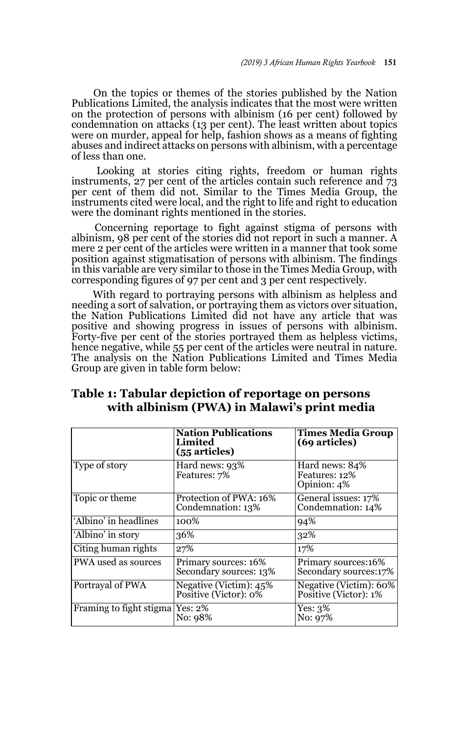On the topics or themes of the stories published by the Nation Publications Limited, the analysis indicates that the most were written on the protection of persons with albinism (16 per cent) followed by condemnation on attacks (13 per cent). The least written about topics were on murder, appeal for help, fashion shows as a means of fighting abuses and indirect attacks on persons with albinism, with a percentage of less than one.

Looking at stories citing rights, freedom or human rights instruments, 27 per cent of the articles contain such reference and 73 per cent of them did not. Similar to the Times Media Group, the instruments cited were local, and the right to life and right to education were the dominant rights mentioned in the stories.

Concerning reportage to fight against stigma of persons with albinism, 98 per cent of the stories did not report in such a manner. A mere 2 per cent of the articles were written in a manner that took some position against stigmatisation of persons with albinism. The findings in this variable are very similar to those in the Times Media Group, with corresponding figures of 97 per cent and 3 per cent respectively.

With regard to portraying persons with albinism as helpless and needing a sort of salvation, or portraying them as victors over situation, the Nation Publications Limited did not have any article that was positive and showing progress in issues of persons with albinism. Forty-five per cent of the stories portrayed them as helpless victims, hence negative, while 55 per cent of the articles were neutral in nature. The analysis on the Nation Publications Limited and Times Media Group are given in table form below:

**Table 1: Tabular depiction of reportage on persons with albinism (PWA) in Malawi's print media**

| | **Nation Publications Limited (55 articles)** | **Times Media Group (69 articles)** |
|---|---|---|
| Type of story | Hard news: 93%<br>Features: 7% | Hard news: 84%<br>Features: 12%<br>Opinion: 4% |
| Topic or theme | Protection of PWA: 16%<br>Condemnation: 13% | General issues: 17%<br>Condemnation: 14% |
| 'Albino' in headlines | 100% | 94% |
| 'Albino' in story | 36% | 32% |
| Citing human rights | 27% | 17% |
| PWA used as sources | Primary sources: 16%<br>Secondary sources: 13% | Primary sources:16%<br>Secondary sources:17% |
| Portrayal of PWA | Negative (Victim): 45%<br>Positive (Victor): 0% | Negative (Victim): 60%<br>Positive (Victor): 1% |
| Framing to fight stigma | Yes: 2%<br>No: 98% | Yes: 3%<br>No: 97% |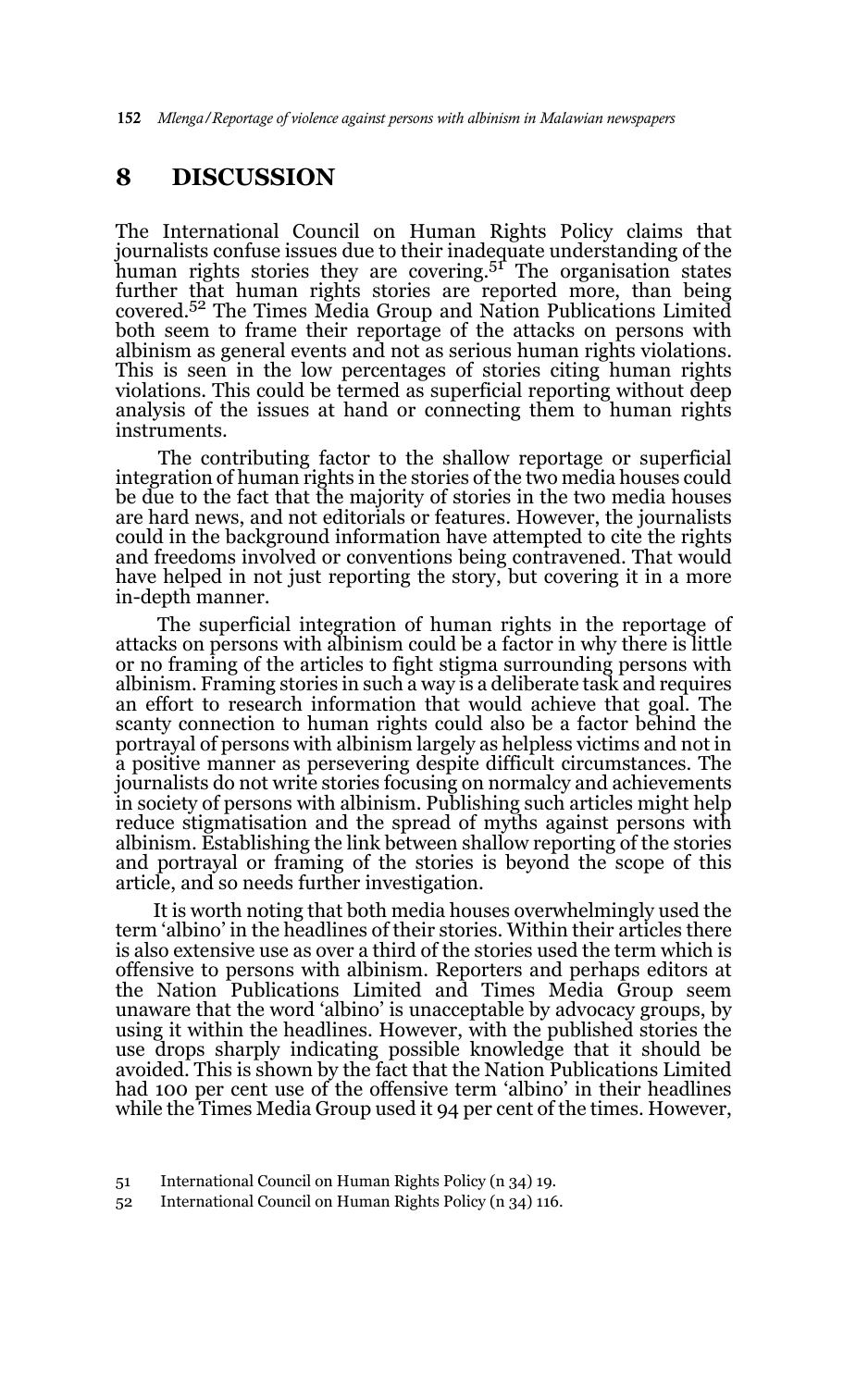## 8 DISCUSSION

The International Council on Human Rights Policy claims that journalists confuse issues due to their inadequate understanding of the human rights stories they are covering.[51] The organisation states further that human rights stories are reported more, than being covered.[52] The Times Media Group and Nation Publications Limited both seem to frame their reportage of the attacks on persons with albinism as general events and not as serious human rights violations. This is seen in the low percentages of stories citing human rights violations. This could be termed as superficial reporting without deep analysis of the issues at hand or connecting them to human rights instruments.

The contributing factor to the shallow reportage or superficial integration of human rights in the stories of the two media houses could be due to the fact that the majority of stories in the two media houses are hard news, and not editorials or features. However, the journalists could in the background information have attempted to cite the rights and freedoms involved or conventions being contravened. That would have helped in not just reporting the story, but covering it in a more in-depth manner.

The superficial integration of human rights in the reportage of attacks on persons with albinism could be a factor in why there is little or no framing of the articles to fight stigma surrounding persons with albinism. Framing stories in such a way is a deliberate task and requires an effort to research information that would achieve that goal. The scanty connection to human rights could also be a factor behind the portrayal of persons with albinism largely as helpless victims and not in a positive manner as persevering despite difficult circumstances. The journalists do not write stories focusing on normalcy and achievements in society of persons with albinism. Publishing such articles might help reduce stigmatisation and the spread of myths against persons with albinism. Establishing the link between shallow reporting of the stories and portrayal or framing of the stories is beyond the scope of this article, and so needs further investigation.

It is worth noting that both media houses overwhelmingly used the term 'albino' in the headlines of their stories. Within their articles there is also extensive use as over a third of the stories used the term which is offensive to persons with albinism. Reporters and perhaps editors at the Nation Publications Limited and Times Media Group seem unaware that the word 'albino' is unacceptable by advocacy groups, by using it within the headlines. However, with the published stories the use drops sharply indicating possible knowledge that it should be avoided. This is shown by the fact that the Nation Publications Limited had 100 per cent use of the offensive term 'albino' in their headlines while the Times Media Group used it 94 per cent of the times. However,

51 International Council on Human Rights Policy (n 34) 19.

52 International Council on Human Rights Policy (n 34) 116.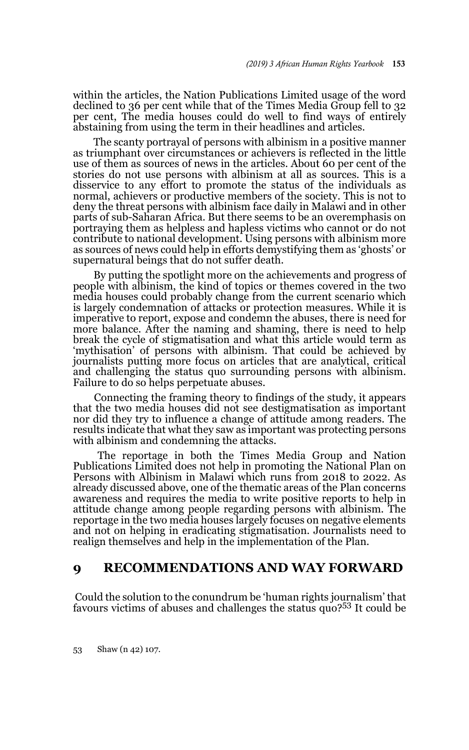within the articles, the Nation Publications Limited usage of the word declined to 36 per cent while that of the Times Media Group fell to 32 per cent, The media houses could do well to find ways of entirely abstaining from using the term in their headlines and articles.

The scanty portrayal of persons with albinism in a positive manner as triumphant over circumstances or achievers is reflected in the little use of them as sources of news in the articles. About 60 per cent of the stories do not use persons with albinism at all as sources. This is a disservice to any effort to promote the status of the individuals as normal, achievers or productive members of the society. This is not to deny the threat persons with albinism face daily in Malawi and in other parts of sub-Saharan Africa. But there seems to be an overemphasis on portraying them as helpless and hapless victims who cannot or do not contribute to national development. Using persons with albinism more as sources of news could help in efforts demystifying them as 'ghosts' or supernatural beings that do not suffer death.

By putting the spotlight more on the achievements and progress of people with albinism, the kind of topics or themes covered in the two media houses could probably change from the current scenario which is largely condemnation of attacks or protection measures. While it is imperative to report, expose and condemn the abuses, there is need for more balance. After the naming and shaming, there is need to help break the cycle of stigmatisation and what this article would term as 'mythisation' of persons with albinism. That could be achieved by journalists putting more focus on articles that are analytical, critical and challenging the status quo surrounding persons with albinism. Failure to do so helps perpetuate abuses.

Connecting the framing theory to findings of the study, it appears that the two media houses did not see destigmatisation as important nor did they try to influence a change of attitude among readers. The results indicate that what they saw as important was protecting persons with albinism and condemning the attacks.

The reportage in both the Times Media Group and Nation Publications Limited does not help in promoting the National Plan on Persons with Albinism in Malawi which runs from 2018 to 2022. As already discussed above, one of the thematic areas of the Plan concerns awareness and requires the media to write positive reports to help in attitude change among people regarding persons with albinism. The reportage in the two media houses largely focuses on negative elements and not on helping in eradicating stigmatisation. Journalists need to realign themselves and help in the implementation of the Plan.

## 9 RECOMMENDATIONS AND WAY FORWARD

Could the solution to the conundrum be 'human rights journalism' that favours victims of abuses and challenges the status quo?[53] It could be

53 Shaw (n 42) 107.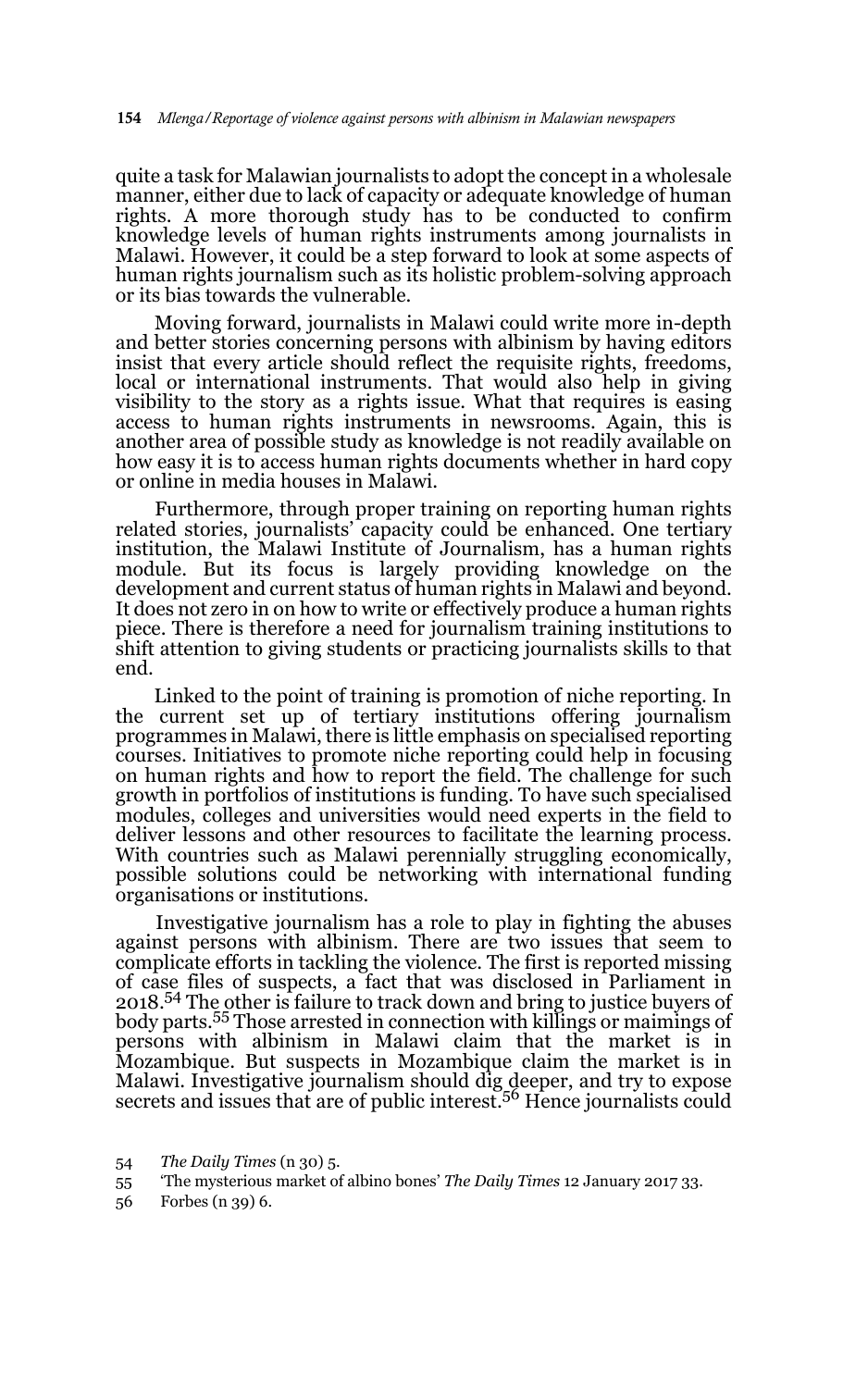quite a task for Malawian journalists to adopt the concept in a wholesale manner, either due to lack of capacity or adequate knowledge of human rights. A more thorough study has to be conducted to confirm knowledge levels of human rights instruments among journalists in Malawi. However, it could be a step forward to look at some aspects of human rights journalism such as its holistic problem-solving approach or its bias towards the vulnerable.

Moving forward, journalists in Malawi could write more in-depth and better stories concerning persons with albinism by having editors insist that every article should reflect the requisite rights, freedoms, local or international instruments. That would also help in giving visibility to the story as a rights issue. What that requires is easing access to human rights instruments in newsrooms. Again, this is another area of possible study as knowledge is not readily available on how easy it is to access human rights documents whether in hard copy or online in media houses in Malawi.

Furthermore, through proper training on reporting human rights related stories, journalists' capacity could be enhanced. One tertiary institution, the Malawi Institute of Journalism, has a human rights module. But its focus is largely providing knowledge on the development and current status of human rights in Malawi and beyond. It does not zero in on how to write or effectively produce a human rights piece. There is therefore a need for journalism training institutions to shift attention to giving students or practicing journalists skills to that end.

Linked to the point of training is promotion of niche reporting. In the current set up of tertiary institutions offering journalism programmes in Malawi, there is little emphasis on specialised reporting courses. Initiatives to promote niche reporting could help in focusing on human rights and how to report the field. The challenge for such growth in portfolios of institutions is funding. To have such specialised modules, colleges and universities would need experts in the field to deliver lessons and other resources to facilitate the learning process. With countries such as Malawi perennially struggling economically, possible solutions could be networking with international funding organisations or institutions.

Investigative journalism has a role to play in fighting the abuses against persons with albinism. There are two issues that seem to complicate efforts in tackling the violence. The first is reported missing of case files of suspects, a fact that was disclosed in Parliament in 2018.[54] The other is failure to track down and bring to justice buyers of body parts.[55] Those arrested in connection with killings or maimings of persons with albinism in Malawi claim that the market is in Mozambique. But suspects in Mozambique claim the market is in Malawi. Investigative journalism should dig deeper, and try to expose secrets and issues that are of public interest.[56] Hence journalists could

54 *The Daily Times* (n 30) 5.

55 'The mysterious market of albino bones' *The Daily Times* 12 January 2017 33.

56 Forbes (n 39) 6.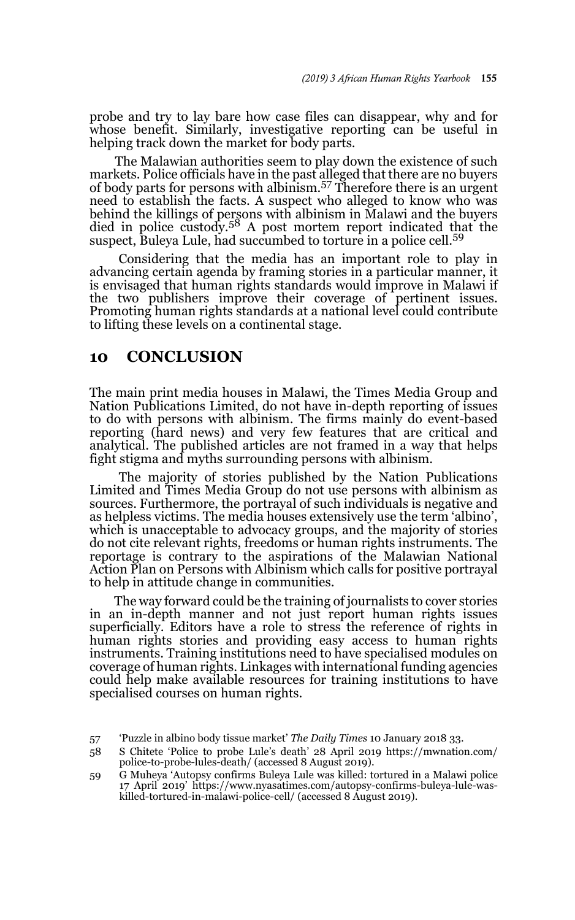probe and try to lay bare how case files can disappear, why and for whose benefit. Similarly, investigative reporting can be useful in helping track down the market for body parts.

The Malawian authorities seem to play down the existence of such markets. Police officials have in the past alleged that there are no buyers of body parts for persons with albinism.[57] Therefore there is an urgent need to establish the facts. A suspect who alleged to know who was behind the killings of persons with albinism in Malawi and the buyers died in police custody.[58] A post mortem report indicated that the suspect, Buleya Lule, had succumbed to torture in a police cell.[59]

Considering that the media has an important role to play in advancing certain agenda by framing stories in a particular manner, it is envisaged that human rights standards would improve in Malawi if the two publishers improve their coverage of pertinent issues. Promoting human rights standards at a national level could contribute to lifting these levels on a continental stage.

## 10 CONCLUSION

The main print media houses in Malawi, the Times Media Group and Nation Publications Limited, do not have in-depth reporting of issues to do with persons with albinism. The firms mainly do event-based reporting (hard news) and very few features that are critical and analytical. The published articles are not framed in a way that helps fight stigma and myths surrounding persons with albinism.

The majority of stories published by the Nation Publications Limited and Times Media Group do not use persons with albinism as sources. Furthermore, the portrayal of such individuals is negative and as helpless victims. The media houses extensively use the term 'albino', which is unacceptable to advocacy groups, and the majority of stories do not cite relevant rights, freedoms or human rights instruments. The reportage is contrary to the aspirations of the Malawian National Action Plan on Persons with Albinism which calls for positive portrayal to help in attitude change in communities.

The way forward could be the training of journalists to cover stories in an in-depth manner and not just report human rights issues superficially. Editors have a role to stress the reference of rights in human rights stories and providing easy access to human rights instruments. Training institutions need to have specialised modules on coverage of human rights. Linkages with international funding agencies could help make available resources for training institutions to have specialised courses on human rights.

57 'Puzzle in albino body tissue market' *The Daily Times* 10 January 2018 33.

58 S Chitete 'Police to probe Lule's death' 28 April 2019 https://mwnation.com/police-to-probe-lules-death/ (accessed 8 August 2019).

59 G Muheya 'Autopsy confirms Buleya Lule was killed: tortured in a Malawi police 17 April 2019' https://www.nyasatimes.com/autopsy-confirms-buleya-lule-was-killed-tortured-in-malawi-police-cell/ (accessed 8 August 2019).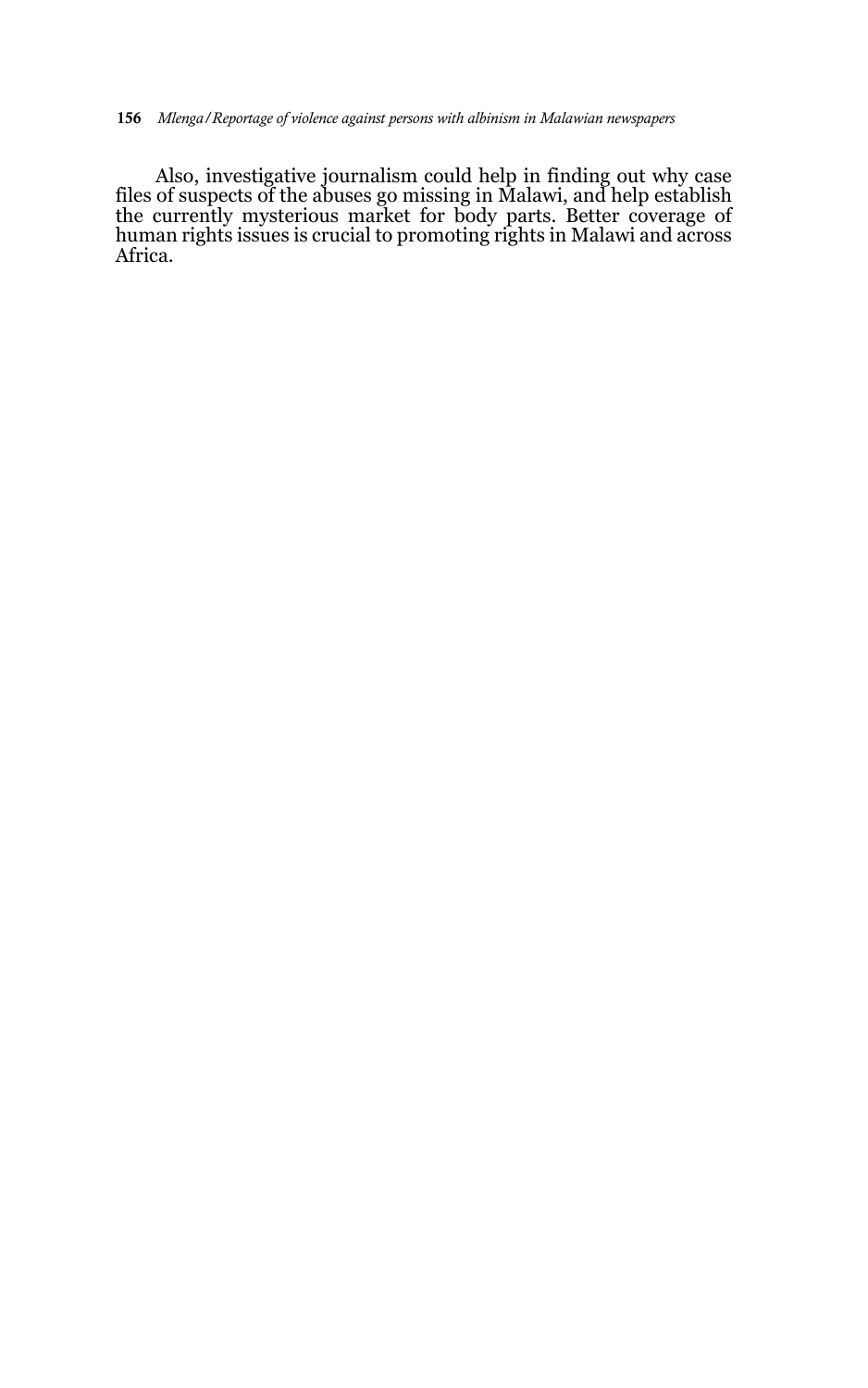Also, investigative journalism could help in finding out why case files of suspects of the abuses go missing in Malawi, and help establish the currently mysterious market for body parts. Better coverage of human rights issues is crucial to promoting rights in Malawi and across Africa.